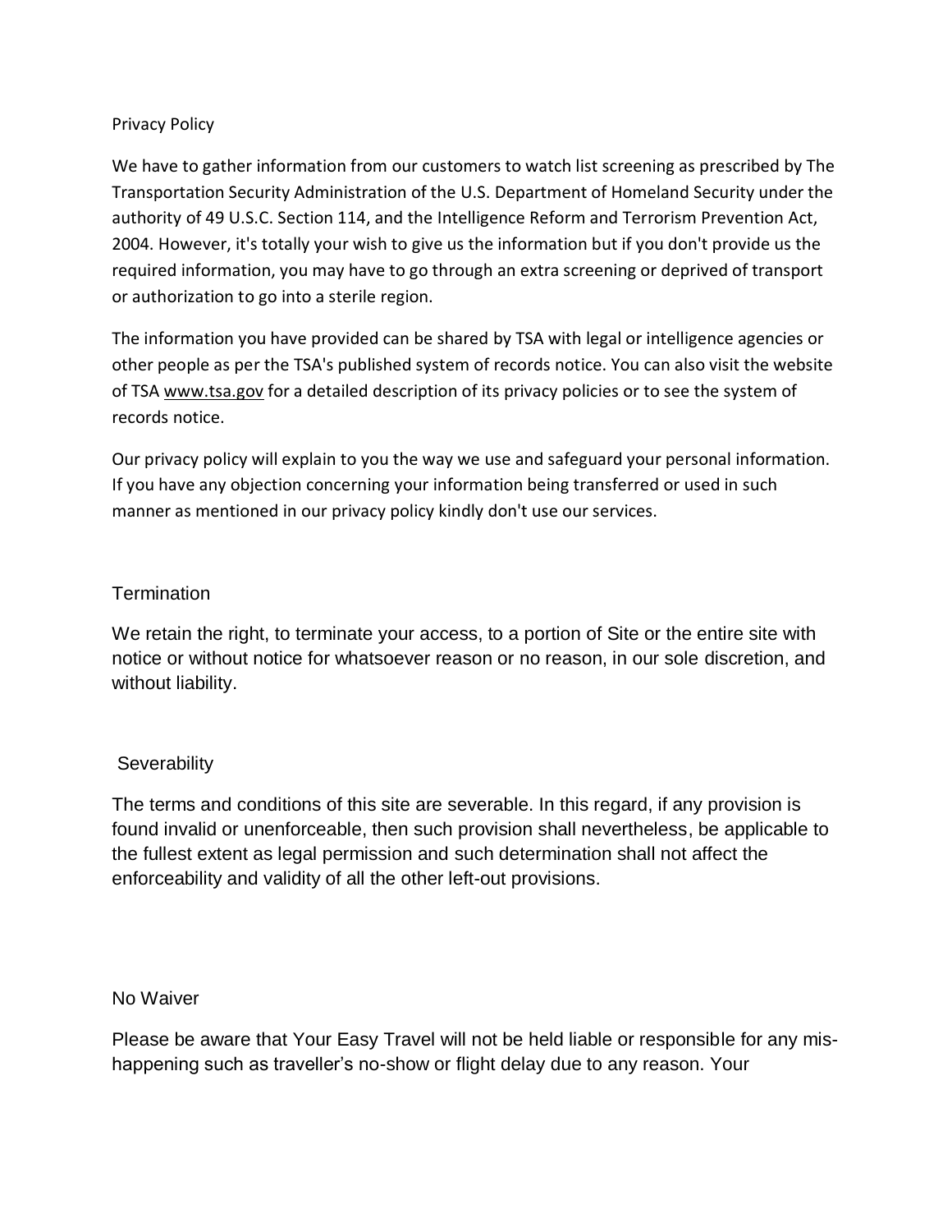## Privacy Policy

We have to gather information from our customers to watch list screening as prescribed by The Transportation Security Administration of the U.S. Department of Homeland Security under the authority of 49 U.S.C. Section 114, and the Intelligence Reform and Terrorism Prevention Act, 2004. However, it's totally your wish to give us the information but if you don't provide us the required information, you may have to go through an extra screening or deprived of transport or authorization to go into a sterile region.

The information you have provided can be shared by TSA with legal or intelligence agencies or other people as per the TSA's published system of records notice. You can also visit the website of TSA www.tsa.gov for a detailed description of its privacy policies or to see the system of records notice.

Our privacy policy will explain to you the way we use and safeguard your personal information. If you have any objection concerning your information being transferred or used in such manner as mentioned in our privacy policy kindly don't use our services.

## Termination

We retain the right, to terminate your access, to a portion of Site or the entire site with notice or without notice for whatsoever reason or no reason, in our sole discretion, and without liability.

## Severability

The terms and conditions of this site are severable. In this regard, if any provision is found invalid or unenforceable, then such provision shall nevertheless, be applicable to the fullest extent as legal permission and such determination shall not affect the enforceability and validity of all the other left-out provisions.

## No Waiver

Please be aware that Your Easy Travel will not be held liable or responsible for any mis-happening such as traveller's no-show or flight delay due to any reason. Your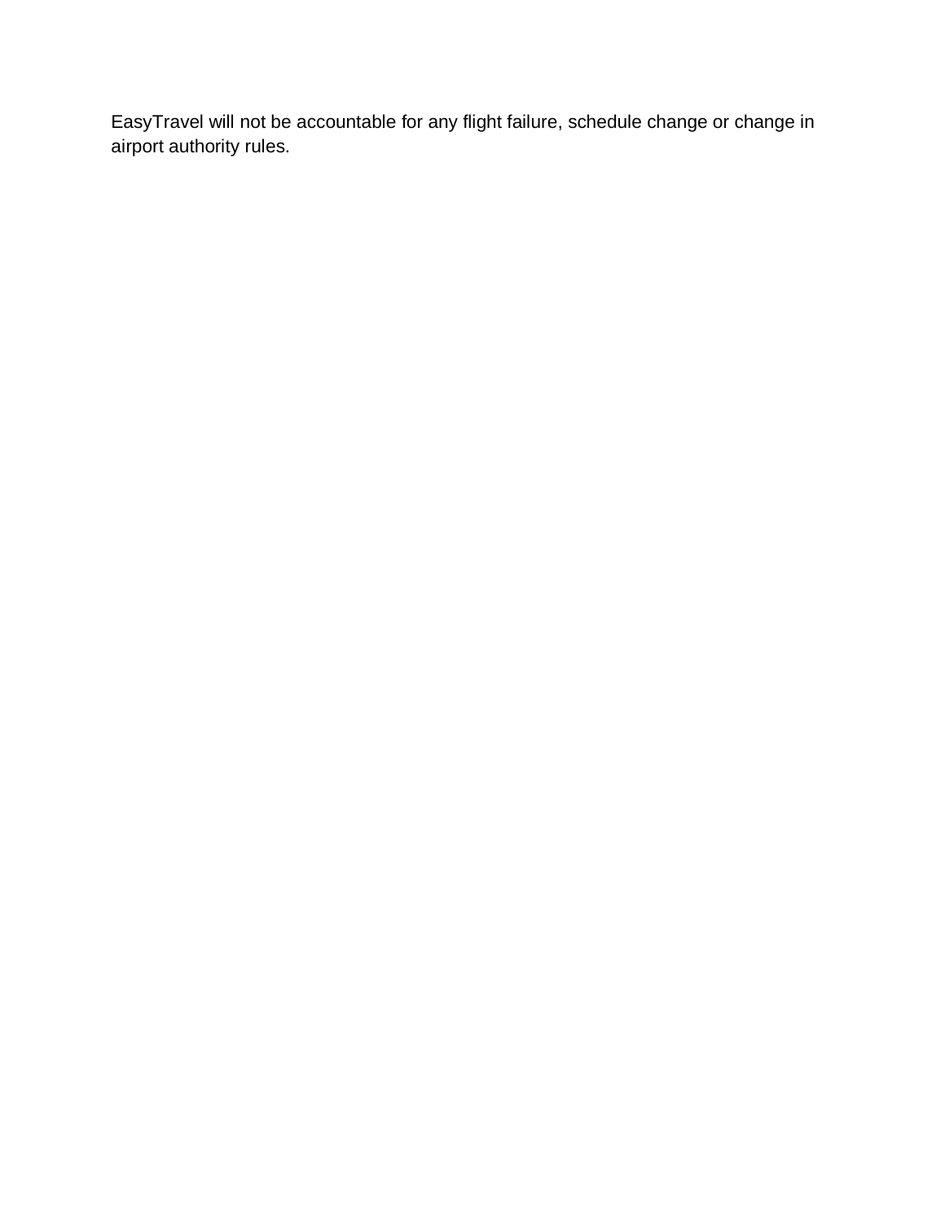EasyTravel will not be accountable for any flight failure, schedule change or change in airport authority rules.